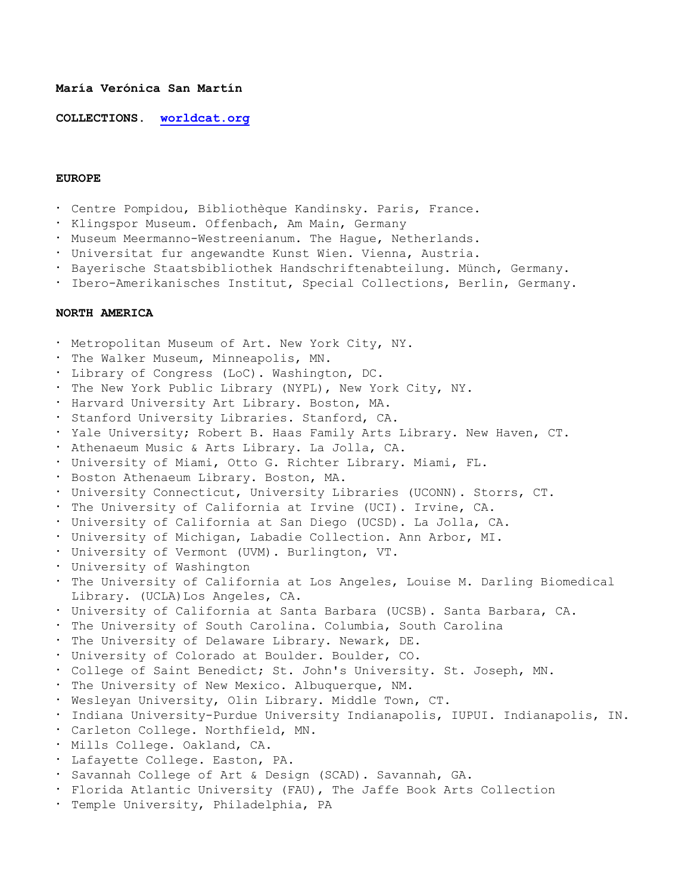**María Verónica San Martín**

**COLLECTIONS. [worldcat.org](worldcat.org)**

**EUROPE**

- Centre Pompidou, Bibliothèque Kandinsky. Paris, France.
- Klingspor Museum. Offenbach, Am Main, Germany
- Museum Meermanno-Westreenianum. The Hague, Netherlands.
- Universitat fur angewandte Kunst Wien. Vienna, Austria.
- Bayerische Staatsbibliothek Handschriftenabteilung. Münch, Germany.
- Ibero-Amerikanisches Institut, Special Collections, Berlin, Germany.

**NORTH AMERICA**

- Metropolitan Museum of Art. New York City, NY.
- The Walker Museum, Minneapolis, MN.
- Library of Congress (LoC). Washington, DC.
- The New York Public Library (NYPL), New York City, NY.
- Harvard University Art Library. Boston, MA.
- Stanford University Libraries. Stanford, CA.
- Yale University; Robert B. Haas Family Arts Library. New Haven, CT.
- Athenaeum Music & Arts Library. La Jolla, CA.
- University of Miami, Otto G. Richter Library. Miami, FL.
- Boston Athenaeum Library. Boston, MA.
- University Connecticut, University Libraries (UCONN). Storrs, CT.
- The University of California at Irvine (UCI). Irvine, CA.
- University of California at San Diego (UCSD). La Jolla, CA.
- University of Michigan, Labadie Collection. Ann Arbor, MI.
- University of Vermont (UVM). Burlington, VT.
- University of Washington
- The University of California at Los Angeles, Louise M. Darling Biomedical Library. (UCLA)Los Angeles, CA.
- University of California at Santa Barbara (UCSB). Santa Barbara, CA.
- The University of South Carolina. Columbia, South Carolina
- The University of Delaware Library. Newark, DE.
- University of Colorado at Boulder. Boulder, CO.
- College of Saint Benedict; St. John's University. St. Joseph, MN.
- The University of New Mexico. Albuquerque, NM.
- Wesleyan University, Olin Library. Middle Town, CT.
- Indiana University-Purdue University Indianapolis, IUPUI. Indianapolis, IN.
- Carleton College. Northfield, MN.
- Mills College. Oakland, CA.
- Lafayette College. Easton, PA.
- Savannah College of Art & Design (SCAD). Savannah, GA.
- Florida Atlantic University (FAU), The Jaffe Book Arts Collection
- Temple University, Philadelphia, PA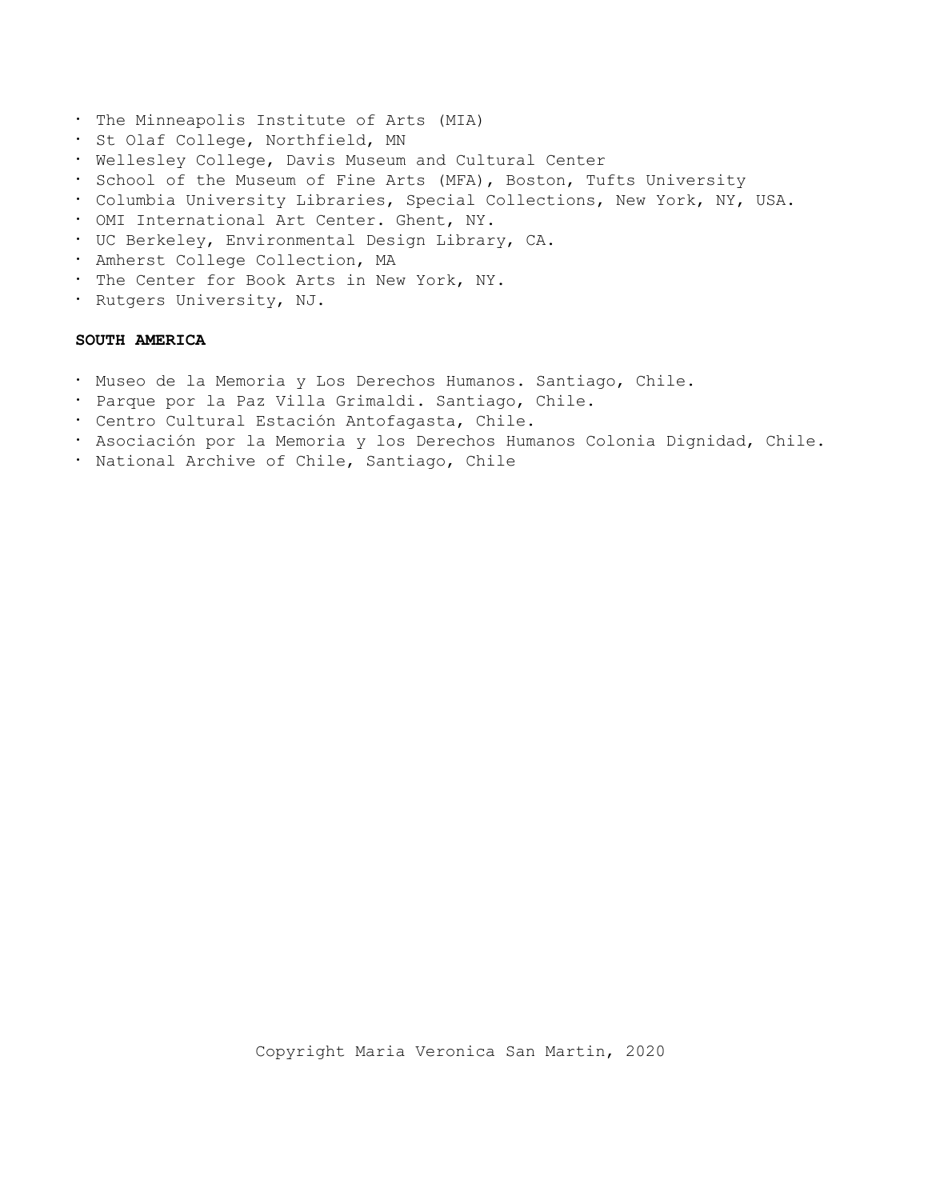- The Minneapolis Institute of Arts (MIA)
- St Olaf College, Northfield, MN
- Wellesley College, Davis Museum and Cultural Center
- School of the Museum of Fine Arts (MFA), Boston, Tufts University
- Columbia University Libraries, Special Collections, New York, NY, USA.
- OMI International Art Center. Ghent, NY.
- UC Berkeley, Environmental Design Library, CA.
- Amherst College Collection, MA
- The Center for Book Arts in New York, NY.
- Rutgers University, NJ.

**SOUTH AMERICA**

- Museo de la Memoria y Los Derechos Humanos. Santiago, Chile.
- Parque por la Paz Villa Grimaldi. Santiago, Chile.
- Centro Cultural Estación Antofagasta, Chile.
- Asociación por la Memoria y los Derechos Humanos Colonia Dignidad, Chile.
- National Archive of Chile, Santiago, Chile

Copyright Maria Veronica San Martin, 2020